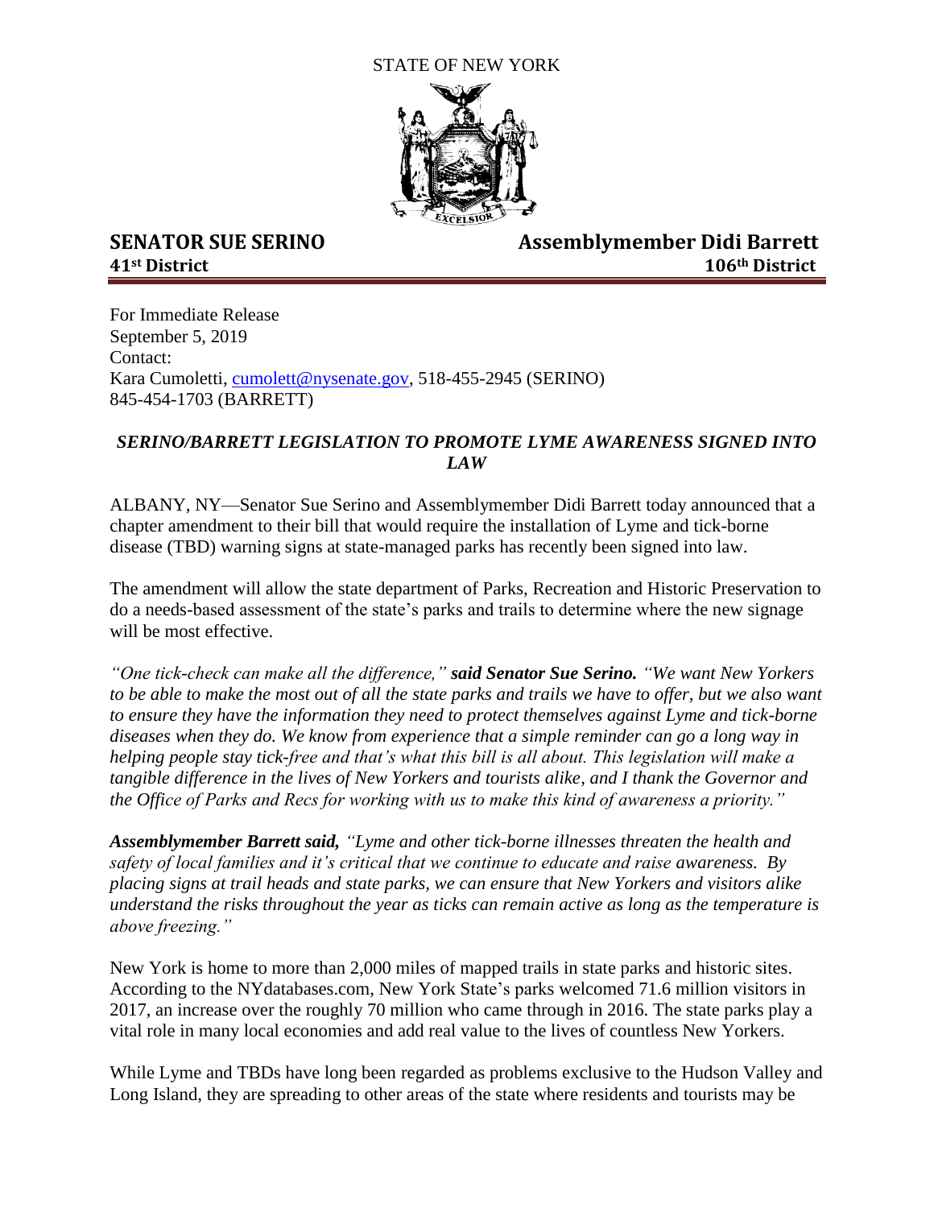STATE OF NEW YORK

**SENATOR SUE SERINO**
**41st District**

**Assemblymember Didi Barrett**
**106th District**

For Immediate Release
September 5, 2019
Contact:
Kara Cumoletti, cumolett@nysenate.gov, 518-455-2945 (SERINO)
845-454-1703 (BARRETT)

## ***SERINO/BARRETT LEGISLATION TO PROMOTE LYME AWARENESS SIGNED INTO LAW***

ALBANY, NY—Senator Sue Serino and Assemblymember Didi Barrett today announced that a chapter amendment to their bill that would require the installation of Lyme and tick-borne disease (TBD) warning signs at state-managed parks has recently been signed into law.

The amendment will allow the state department of Parks, Recreation and Historic Preservation to do a needs-based assessment of the state's parks and trails to determine where the new signage will be most effective.

*"One tick-check can make all the difference,"* ***said Senator Sue Serino.*** *"We want New Yorkers to be able to make the most out of all the state parks and trails we have to offer, but we also want to ensure they have the information they need to protect themselves against Lyme and tick-borne diseases when they do. We know from experience that a simple reminder can go a long way in helping people stay tick-free and that's what this bill is all about. This legislation will make a tangible difference in the lives of New Yorkers and tourists alike, and I thank the Governor and the Office of Parks and Recs for working with us to make this kind of awareness a priority."*

***Assemblymember Barrett said,*** *"Lyme and other tick-borne illnesses threaten the health and safety of local families and it's critical that we continue to educate and raise awareness. By placing signs at trail heads and state parks, we can ensure that New Yorkers and visitors alike understand the risks throughout the year as ticks can remain active as long as the temperature is above freezing."*

New York is home to more than 2,000 miles of mapped trails in state parks and historic sites. According to the NYdatabases.com, New York State's parks welcomed 71.6 million visitors in 2017, an increase over the roughly 70 million who came through in 2016. The state parks play a vital role in many local economies and add real value to the lives of countless New Yorkers.

While Lyme and TBDs have long been regarded as problems exclusive to the Hudson Valley and Long Island, they are spreading to other areas of the state where residents and tourists may be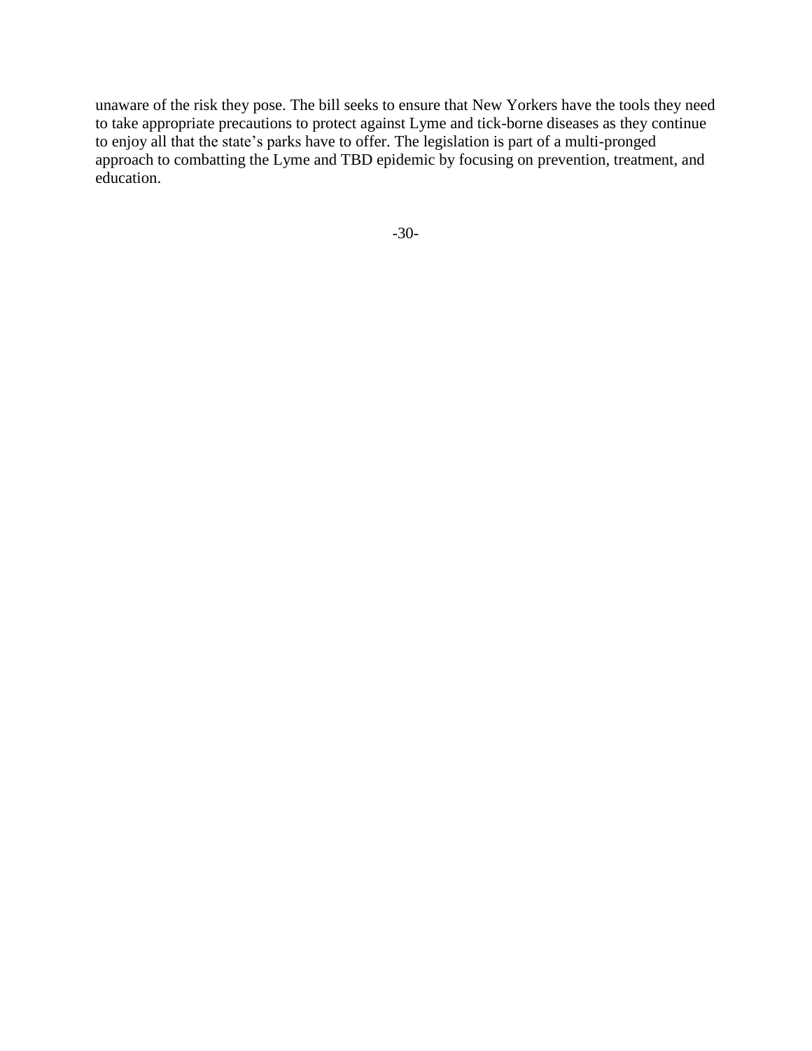unaware of the risk they pose. The bill seeks to ensure that New Yorkers have the tools they need to take appropriate precautions to protect against Lyme and tick-borne diseases as they continue to enjoy all that the state's parks have to offer. The legislation is part of a multi-pronged approach to combatting the Lyme and TBD epidemic by focusing on prevention, treatment, and education.

-30-